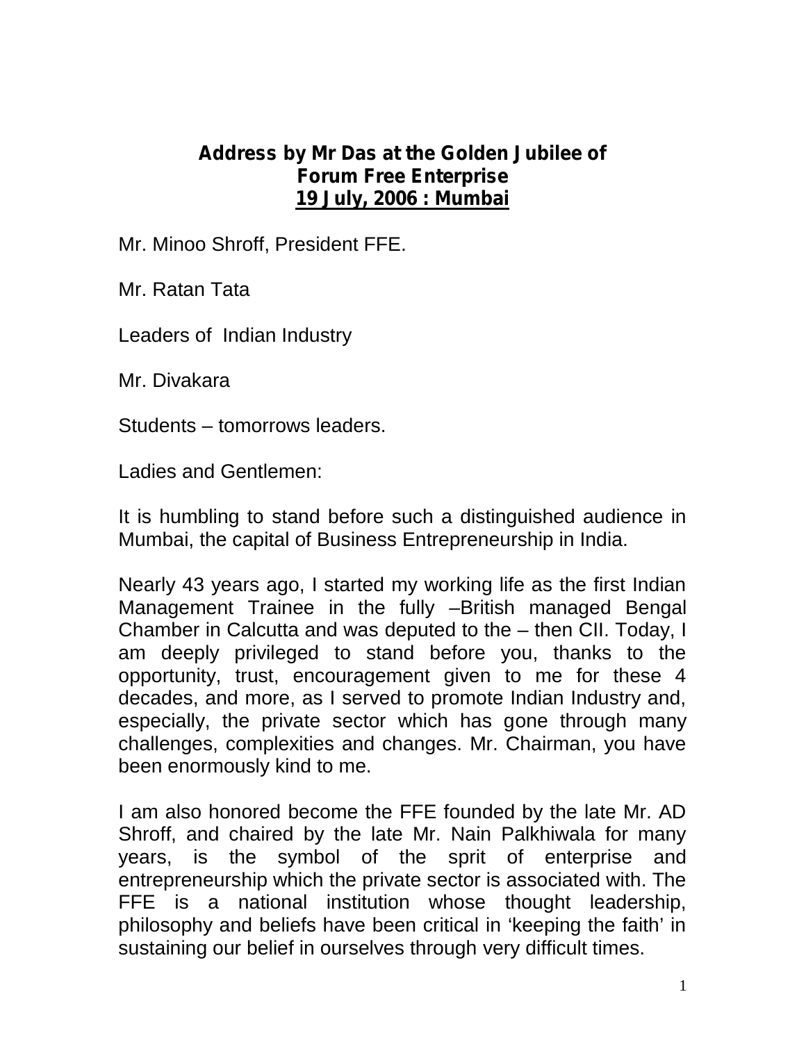# Address by Mr Das at the Golden Jubilee of Forum Free Enterprise

**19 July, 2006 : Mumbai**

Mr. Minoo Shroff, President FFE.

Mr. Ratan Tata

Leaders of Indian Industry

Mr. Divakara

Students – tomorrows leaders.

Ladies and Gentlemen:

It is humbling to stand before such a distinguished audience in Mumbai, the capital of Business Entrepreneurship in India.

Nearly 43 years ago, I started my working life as the first Indian Management Trainee in the fully –British managed Bengal Chamber in Calcutta and was deputed to the – then CII. Today, I am deeply privileged to stand before you, thanks to the opportunity, trust, encouragement given to me for these 4 decades, and more, as I served to promote Indian Industry and, especially, the private sector which has gone through many challenges, complexities and changes. Mr. Chairman, you have been enormously kind to me.

I am also honored become the FFE founded by the late Mr. AD Shroff, and chaired by the late Mr. Nain Palkhiwala for many years, is the symbol of the sprit of enterprise and entrepreneurship which the private sector is associated with. The FFE is a national institution whose thought leadership, philosophy and beliefs have been critical in 'keeping the faith' in sustaining our belief in ourselves through very difficult times.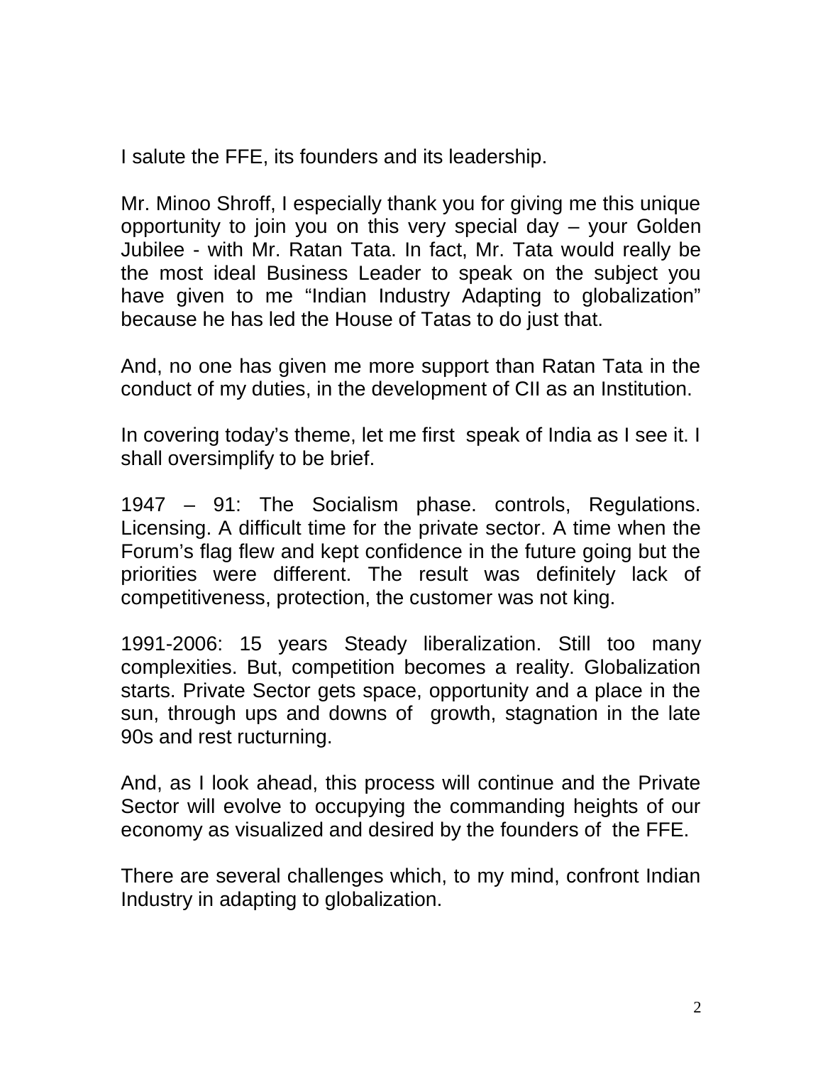I salute the FFE, its founders and its leadership.

Mr. Minoo Shroff, I especially thank you for giving me this unique opportunity to join you on this very special day – your Golden Jubilee - with Mr. Ratan Tata. In fact, Mr. Tata would really be the most ideal Business Leader to speak on the subject you have given to me "Indian Industry Adapting to globalization" because he has led the House of Tatas to do just that.

And, no one has given me more support than Ratan Tata in the conduct of my duties, in the development of CII as an Institution.

In covering today's theme, let me first speak of India as I see it. I shall oversimplify to be brief.

1947 – 91: The Socialism phase. controls, Regulations. Licensing. A difficult time for the private sector. A time when the Forum's flag flew and kept confidence in the future going but the priorities were different. The result was definitely lack of competitiveness, protection, the customer was not king.

1991-2006: 15 years Steady liberalization. Still too many complexities. But, competition becomes a reality. Globalization starts. Private Sector gets space, opportunity and a place in the sun, through ups and downs of growth, stagnation in the late 90s and rest ructurning.

And, as I look ahead, this process will continue and the Private Sector will evolve to occupying the commanding heights of our economy as visualized and desired by the founders of the FFE.

There are several challenges which, to my mind, confront Indian Industry in adapting to globalization.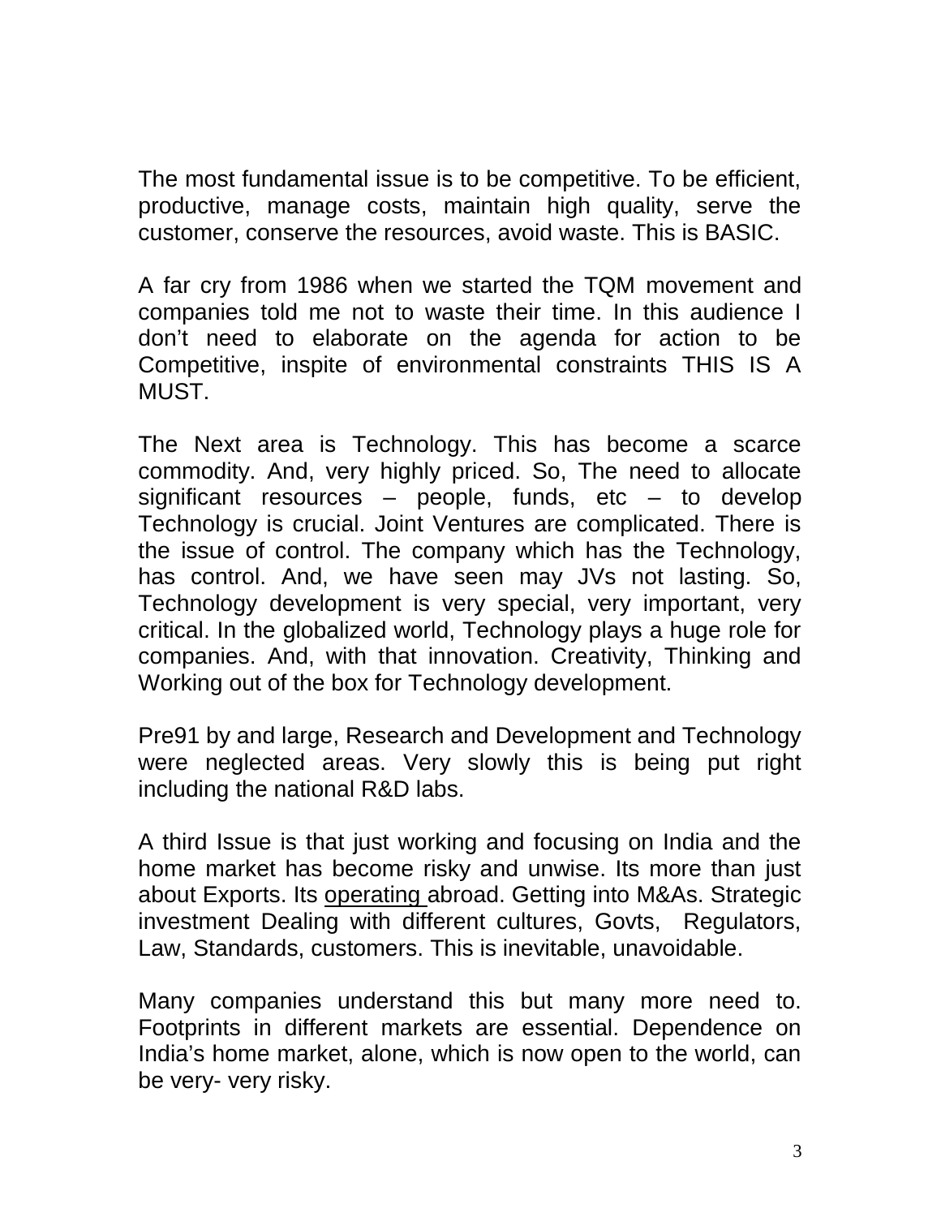The most fundamental issue is to be competitive. To be efficient, productive, manage costs, maintain high quality, serve the customer, conserve the resources, avoid waste. This is BASIC.

A far cry from 1986 when we started the TQM movement and companies told me not to waste their time. In this audience I don't need to elaborate on the agenda for action to be Competitive, inspite of environmental constraints THIS IS A MUST.

The Next area is Technology. This has become a scarce commodity. And, very highly priced. So, The need to allocate significant resources – people, funds, etc – to develop Technology is crucial. Joint Ventures are complicated. There is the issue of control. The company which has the Technology, has control. And, we have seen may JVs not lasting. So, Technology development is very special, very important, very critical. In the globalized world, Technology plays a huge role for companies. And, with that innovation. Creativity, Thinking and Working out of the box for Technology development.

Pre91 by and large, Research and Development and Technology were neglected areas. Very slowly this is being put right including the national R&D labs.

A third Issue is that just working and focusing on India and the home market has become risky and unwise. Its more than just about Exports. Its <u>operating</u> abroad. Getting into M&As. Strategic investment Dealing with different cultures, Govts, Regulators, Law, Standards, customers. This is inevitable, unavoidable.

Many companies understand this but many more need to. Footprints in different markets are essential. Dependence on India's home market, alone, which is now open to the world, can be very- very risky.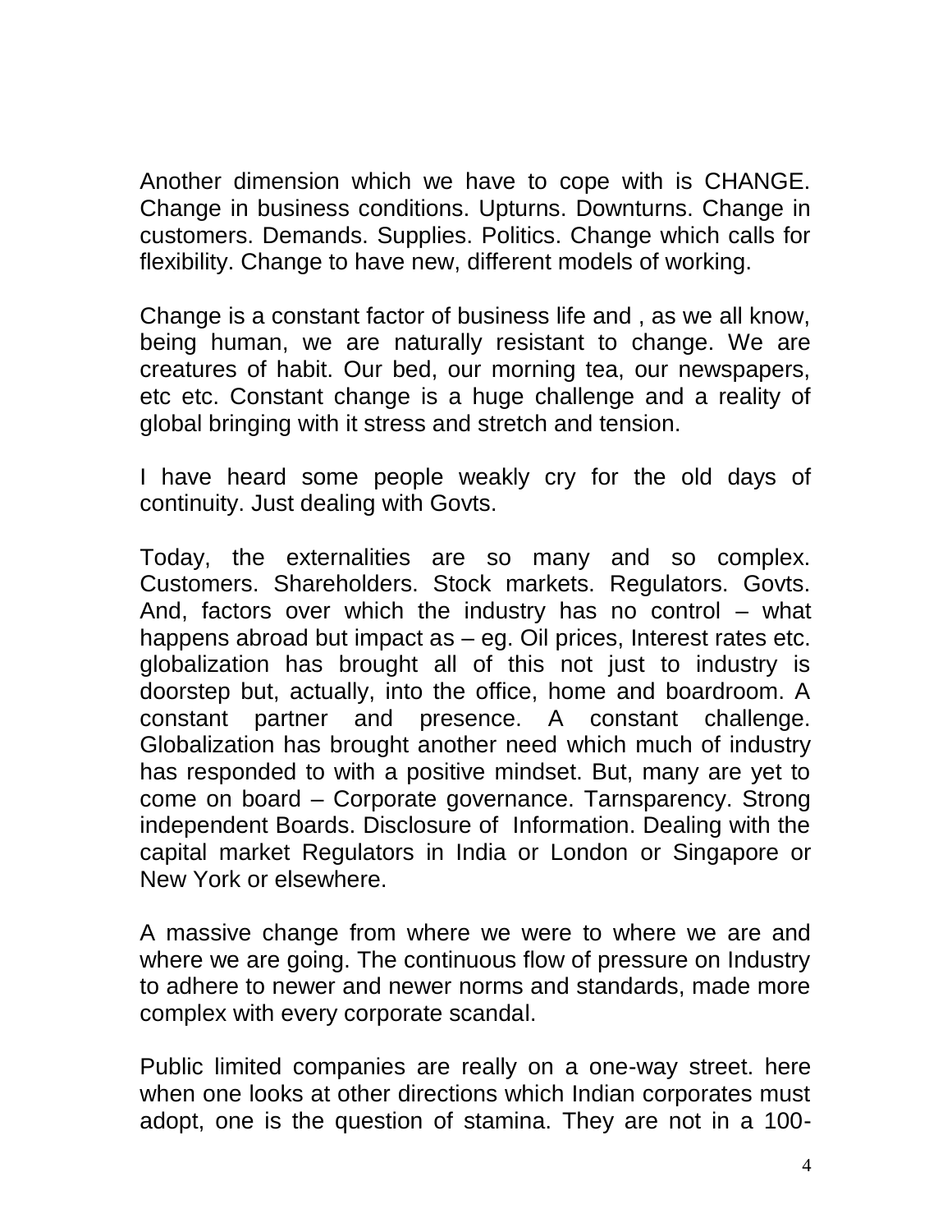Another dimension which we have to cope with is CHANGE. Change in business conditions. Upturns. Downturns. Change in customers. Demands. Supplies. Politics. Change which calls for flexibility. Change to have new, different models of working.

Change is a constant factor of business life and , as we all know, being human, we are naturally resistant to change. We are creatures of habit. Our bed, our morning tea, our newspapers, etc etc. Constant change is a huge challenge and a reality of global bringing with it stress and stretch and tension.

I have heard some people weakly cry for the old days of continuity. Just dealing with Govts.

Today, the externalities are so many and so complex. Customers. Shareholders. Stock markets. Regulators. Govts. And, factors over which the industry has no control – what happens abroad but impact as – eg. Oil prices, Interest rates etc. globalization has brought all of this not just to industry is doorstep but, actually, into the office, home and boardroom. A constant partner and presence. A constant challenge. Globalization has brought another need which much of industry has responded to with a positive mindset. But, many are yet to come on board – Corporate governance. Tarnsparency. Strong independent Boards. Disclosure of Information. Dealing with the capital market Regulators in India or London or Singapore or New York or elsewhere.

A massive change from where we were to where we are and where we are going. The continuous flow of pressure on Industry to adhere to newer and newer norms and standards, made more complex with every corporate scandal.

Public limited companies are really on a one-way street. here when one looks at other directions which Indian corporates must adopt, one is the question of stamina. They are not in a 100-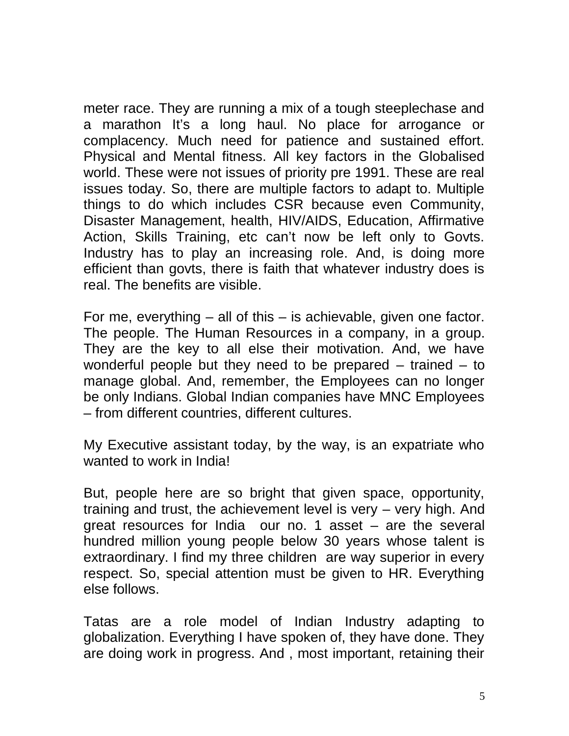meter race. They are running a mix of a tough steeplechase and a marathon It's a long haul. No place for arrogance or complacency. Much need for patience and sustained effort. Physical and Mental fitness. All key factors in the Globalised world. These were not issues of priority pre 1991. These are real issues today. So, there are multiple factors to adapt to. Multiple things to do which includes CSR because even Community, Disaster Management, health, HIV/AIDS, Education, Affirmative Action, Skills Training, etc can't now be left only to Govts. Industry has to play an increasing role. And, is doing more efficient than govts, there is faith that whatever industry does is real. The benefits are visible.

For me, everything – all of this – is achievable, given one factor. The people. The Human Resources in a company, in a group. They are the key to all else their motivation. And, we have wonderful people but they need to be prepared – trained – to manage global. And, remember, the Employees can no longer be only Indians. Global Indian companies have MNC Employees – from different countries, different cultures.

My Executive assistant today, by the way, is an expatriate who wanted to work in India!

But, people here are so bright that given space, opportunity, training and trust, the achievement level is very – very high. And great resources for India our no. 1 asset – are the several hundred million young people below 30 years whose talent is extraordinary. I find my three children are way superior in every respect. So, special attention must be given to HR. Everything else follows.

Tatas are a role model of Indian Industry adapting to globalization. Everything I have spoken of, they have done. They are doing work in progress. And , most important, retaining their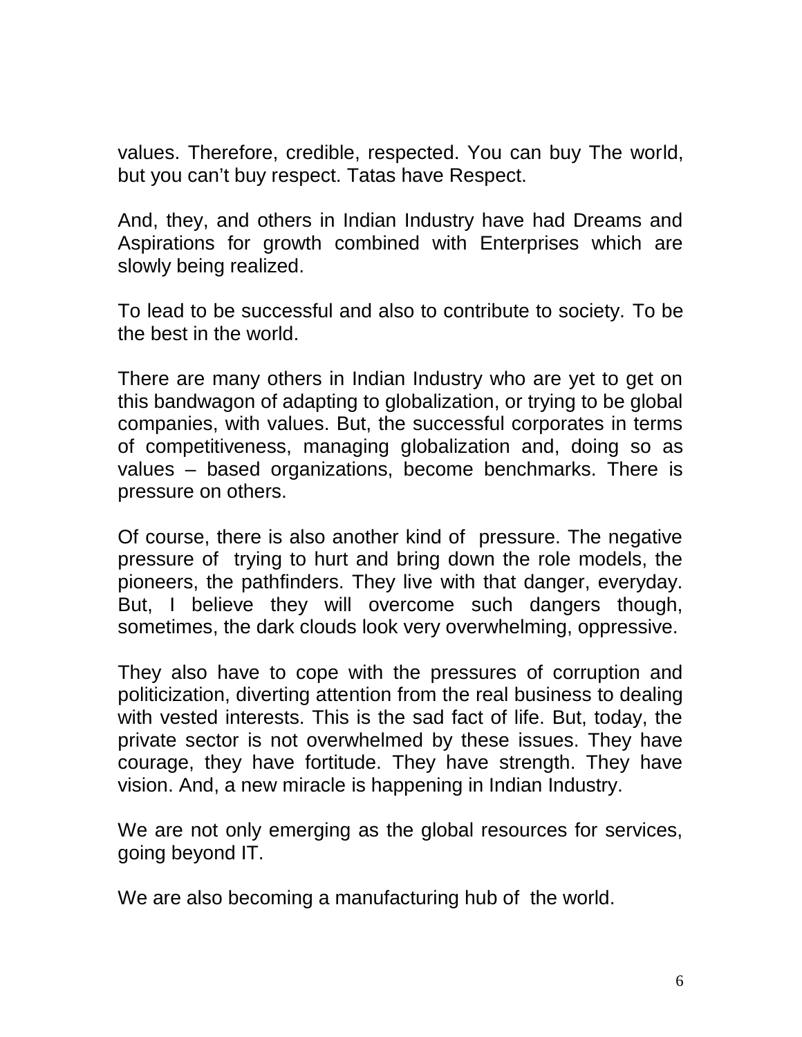values. Therefore, credible, respected. You can buy The world, but you can't buy respect. Tatas have Respect.

And, they, and others in Indian Industry have had Dreams and Aspirations for growth combined with Enterprises which are slowly being realized.

To lead to be successful and also to contribute to society. To be the best in the world.

There are many others in Indian Industry who are yet to get on this bandwagon of adapting to globalization, or trying to be global companies, with values. But, the successful corporates in terms of competitiveness, managing globalization and, doing so as values – based organizations, become benchmarks. There is pressure on others.

Of course, there is also another kind of pressure. The negative pressure of trying to hurt and bring down the role models, the pioneers, the pathfinders. They live with that danger, everyday. But, I believe they will overcome such dangers though, sometimes, the dark clouds look very overwhelming, oppressive.

They also have to cope with the pressures of corruption and politicization, diverting attention from the real business to dealing with vested interests. This is the sad fact of life. But, today, the private sector is not overwhelmed by these issues. They have courage, they have fortitude. They have strength. They have vision. And, a new miracle is happening in Indian Industry.

We are not only emerging as the global resources for services, going beyond IT.

We are also becoming a manufacturing hub of the world.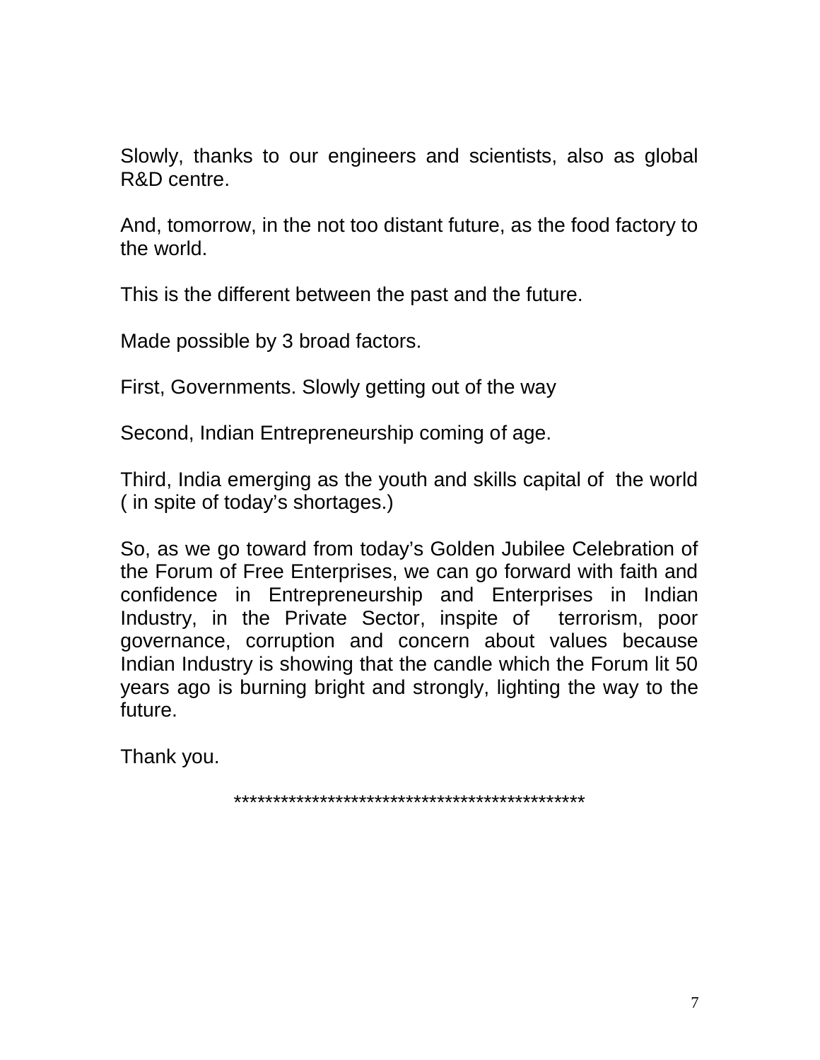Slowly, thanks to our engineers and scientists, also as global R&D centre.

And, tomorrow, in the not too distant future, as the food factory to the world.

This is the different between the past and the future.

Made possible by 3 broad factors.

First, Governments. Slowly getting out of the way

Second, Indian Entrepreneurship coming of age.

Third, India emerging as the youth and skills capital of the world ( in spite of today's shortages.)

So, as we go toward from today's Golden Jubilee Celebration of the Forum of Free Enterprises, we can go forward with faith and confidence in Entrepreneurship and Enterprises in Indian Industry, in the Private Sector, inspite of terrorism, poor governance, corruption and concern about values because Indian Industry is showing that the candle which the Forum lit 50 years ago is burning bright and strongly, lighting the way to the future.

Thank you.

********************************************